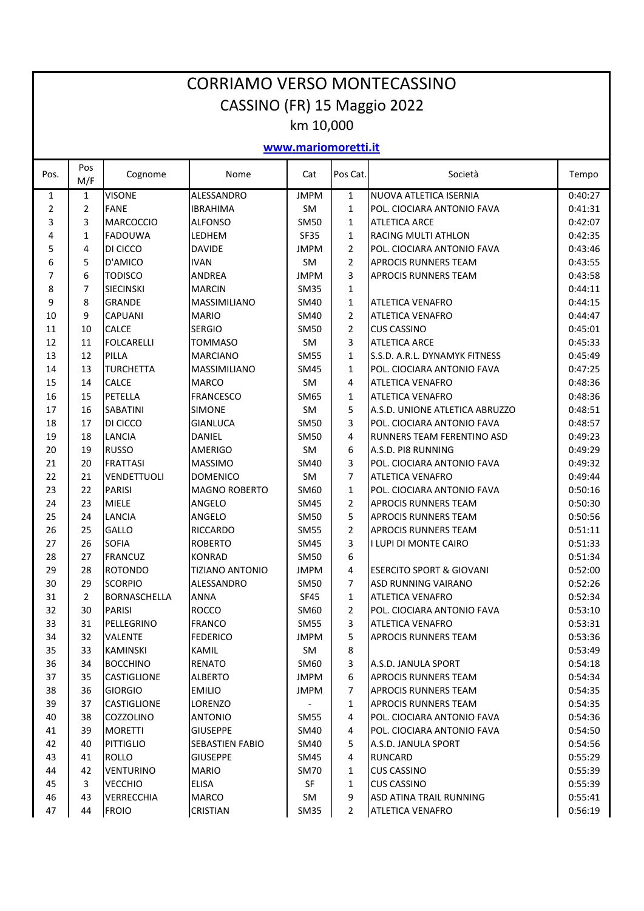# CORRIAMO VERSO MONTECASSINO

## CASSINO (FR) 15 Maggio 2022

### km 10,000

**www.mariomoretti.it**

| Pos. | Pos M/F | Cognome | Nome | Cat | Pos Cat. | Società | Tempo |
|---|---|---|---|---|---|---|---|
| 1 | 1 | VISONE | ALESSANDRO | JMPM | 1 | NUOVA ATLETICA ISERNIA | 0:40:27 |
| 2 | 2 | FANE | IBRAHIMA | SM | 1 | POL. CIOCIARA ANTONIO FAVA | 0:41:31 |
| 3 | 3 | MARCOCCIO | ALFONSO | SM50 | 1 | ATLETICA ARCE | 0:42:07 |
| 4 | 1 | FADOUWA | LEDHEM | SF35 | 1 | RACING MULTI ATHLON | 0:42:35 |
| 5 | 4 | DI CICCO | DAVIDE | JMPM | 2 | POL. CIOCIARA ANTONIO FAVA | 0:43:46 |
| 6 | 5 | D'AMICO | IVAN | SM | 2 | APROCIS RUNNERS TEAM | 0:43:55 |
| 7 | 6 | TODISCO | ANDREA | JMPM | 3 | APROCIS RUNNERS TEAM | 0:43:58 |
| 8 | 7 | SIECINSKI | MARCIN | SM35 | 1 | | 0:44:11 |
| 9 | 8 | GRANDE | MASSIMILIANO | SM40 | 1 | ATLETICA VENAFRO | 0:44:15 |
| 10 | 9 | CAPUANI | MARIO | SM40 | 2 | ATLETICA VENAFRO | 0:44:47 |
| 11 | 10 | CALCE | SERGIO | SM50 | 2 | CUS CASSINO | 0:45:01 |
| 12 | 11 | FOLCARELLI | TOMMASO | SM | 3 | ATLETICA ARCE | 0:45:33 |
| 13 | 12 | PILLA | MARCIANO | SM55 | 1 | S.S.D. A.R.L. DYNAMYK FITNESS | 0:45:49 |
| 14 | 13 | TURCHETTA | MASSIMILIANO | SM45 | 1 | POL. CIOCIARA ANTONIO FAVA | 0:47:25 |
| 15 | 14 | CALCE | MARCO | SM | 4 | ATLETICA VENAFRO | 0:48:36 |
| 16 | 15 | PETELLA | FRANCESCO | SM65 | 1 | ATLETICA VENAFRO | 0:48:36 |
| 17 | 16 | SABATINI | SIMONE | SM | 5 | A.S.D. UNIONE ATLETICA ABRUZZO | 0:48:51 |
| 18 | 17 | DI CICCO | GIANLUCA | SM50 | 3 | POL. CIOCIARA ANTONIO FAVA | 0:48:57 |
| 19 | 18 | LANCIA | DANIEL | SM50 | 4 | RUNNERS TEAM FERENTINO ASD | 0:49:23 |
| 20 | 19 | RUSSO | AMERIGO | SM | 6 | A.S.D. PI8 RUNNING | 0:49:29 |
| 21 | 20 | FRATTASI | MASSIMO | SM40 | 3 | POL. CIOCIARA ANTONIO FAVA | 0:49:32 |
| 22 | 21 | VENDETTUOLI | DOMENICO | SM | 7 | ATLETICA VENAFRO | 0:49:44 |
| 23 | 22 | PARISI | MAGNO ROBERTO | SM60 | 1 | POL. CIOCIARA ANTONIO FAVA | 0:50:16 |
| 24 | 23 | MIELE | ANGELO | SM45 | 2 | APROCIS RUNNERS TEAM | 0:50:30 |
| 25 | 24 | LANCIA | ANGELO | SM50 | 5 | APROCIS RUNNERS TEAM | 0:50:56 |
| 26 | 25 | GALLO | RICCARDO | SM55 | 2 | APROCIS RUNNERS TEAM | 0:51:11 |
| 27 | 26 | SOFIA | ROBERTO | SM45 | 3 | I LUPI DI MONTE CAIRO | 0:51:33 |
| 28 | 27 | FRANCUZ | KONRAD | SM50 | 6 | | 0:51:34 |
| 29 | 28 | ROTONDO | TIZIANO ANTONIO | JMPM | 4 | ESERCITO SPORT & GIOVANI | 0:52:00 |
| 30 | 29 | SCORPIO | ALESSANDRO | SM50 | 7 | ASD RUNNING VAIRANO | 0:52:26 |
| 31 | 2 | BORNASCHELLA | ANNA | SF45 | 1 | ATLETICA VENAFRO | 0:52:34 |
| 32 | 30 | PARISI | ROCCO | SM60 | 2 | POL. CIOCIARA ANTONIO FAVA | 0:53:10 |
| 33 | 31 | PELLEGRINO | FRANCO | SM55 | 3 | ATLETICA VENAFRO | 0:53:31 |
| 34 | 32 | VALENTE | FEDERICO | JMPM | 5 | APROCIS RUNNERS TEAM | 0:53:36 |
| 35 | 33 | KAMINSKI | KAMIL | SM | 8 | | 0:53:49 |
| 36 | 34 | BOCCHINO | RENATO | SM60 | 3 | A.S.D. JANULA SPORT | 0:54:18 |
| 37 | 35 | CASTIGLIONE | ALBERTO | JMPM | 6 | APROCIS RUNNERS TEAM | 0:54:34 |
| 38 | 36 | GIORGIO | EMILIO | JMPM | 7 | APROCIS RUNNERS TEAM | 0:54:35 |
| 39 | 37 | CASTIGLIONE | LORENZO | - | 1 | APROCIS RUNNERS TEAM | 0:54:35 |
| 40 | 38 | COZZOLINO | ANTONIO | SM55 | 4 | POL. CIOCIARA ANTONIO FAVA | 0:54:36 |
| 41 | 39 | MORETTI | GIUSEPPE | SM40 | 4 | POL. CIOCIARA ANTONIO FAVA | 0:54:50 |
| 42 | 40 | PITTIGLIO | SEBASTIEN FABIO | SM40 | 5 | A.S.D. JANULA SPORT | 0:54:56 |
| 43 | 41 | ROLLO | GIUSEPPE | SM45 | 4 | RUNCARD | 0:55:29 |
| 44 | 42 | VENTURINO | MARIO | SM70 | 1 | CUS CASSINO | 0:55:39 |
| 45 | 3 | VECCHIO | ELISA | SF | 1 | CUS CASSINO | 0:55:39 |
| 46 | 43 | VERRECCHIA | MARCO | SM | 9 | ASD ATINA TRAIL RUNNING | 0:55:41 |
| 47 | 44 | FROIO | CRISTIAN | SM35 | 2 | ATLETICA VENAFRO | 0:56:19 |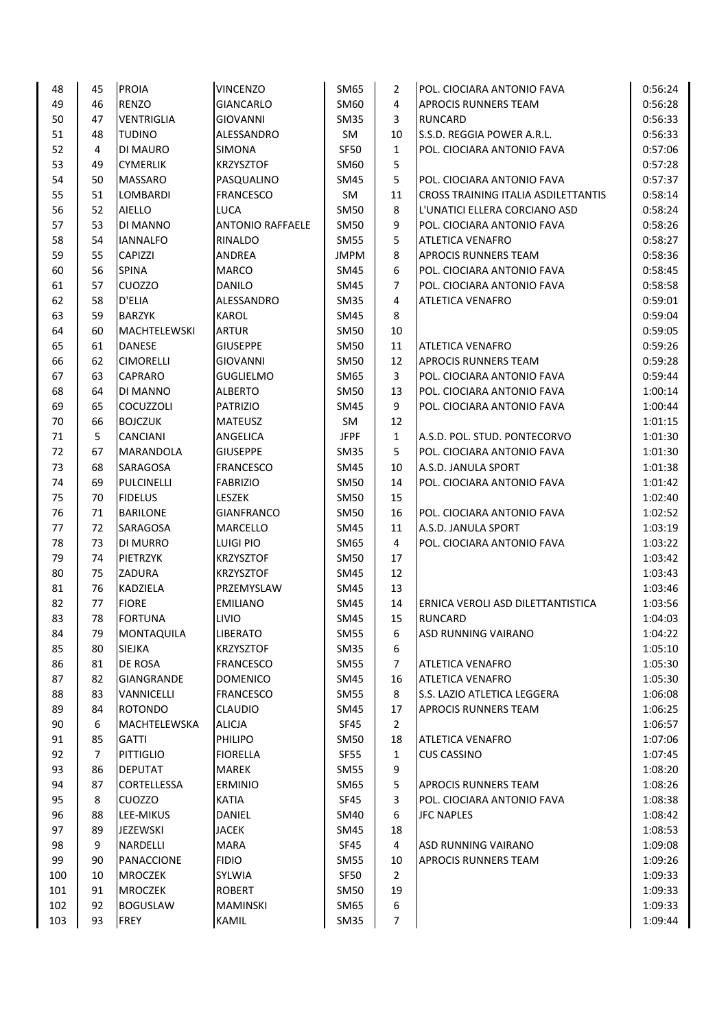| | | | | | | | |
|---|---|---|---|---|---|---|---|
| 48 | 45 | PROIA | VINCENZO | SM65 | 2 | POL. CIOCIARA ANTONIO FAVA | 0:56:24 |
| 49 | 46 | RENZO | GIANCARLO | SM60 | 4 | APROCIS RUNNERS TEAM | 0:56:28 |
| 50 | 47 | VENTRIGLIA | GIOVANNI | SM35 | 3 | RUNCARD | 0:56:33 |
| 51 | 48 | TUDINO | ALESSANDRO | SM | 10 | S.S.D. REGGIA POWER A.R.L. | 0:56:33 |
| 52 | 4 | DI MAURO | SIMONA | SF50 | 1 | POL. CIOCIARA ANTONIO FAVA | 0:57:06 |
| 53 | 49 | CYMERLIK | KRZYSZTOF | SM60 | 5 | | 0:57:28 |
| 54 | 50 | MASSARO | PASQUALINO | SM45 | 5 | POL. CIOCIARA ANTONIO FAVA | 0:57:37 |
| 55 | 51 | LOMBARDI | FRANCESCO | SM | 11 | CROSS TRAINING ITALIA ASDILETTANTIS | 0:58:14 |
| 56 | 52 | AIELLO | LUCA | SM50 | 8 | L'UNATICI ELLERA CORCIANO ASD | 0:58:24 |
| 57 | 53 | DI MANNO | ANTONIO RAFFAELE | SM50 | 9 | POL. CIOCIARA ANTONIO FAVA | 0:58:26 |
| 58 | 54 | IANNALFO | RINALDO | SM55 | 5 | ATLETICA VENAFRO | 0:58:27 |
| 59 | 55 | CAPIZZI | ANDREA | JMPM | 8 | APROCIS RUNNERS TEAM | 0:58:36 |
| 60 | 56 | SPINA | MARCO | SM45 | 6 | POL. CIOCIARA ANTONIO FAVA | 0:58:45 |
| 61 | 57 | CUOZZO | DANILO | SM45 | 7 | POL. CIOCIARA ANTONIO FAVA | 0:58:58 |
| 62 | 58 | D'ELIA | ALESSANDRO | SM35 | 4 | ATLETICA VENAFRO | 0:59:01 |
| 63 | 59 | BARZYK | KAROL | SM45 | 8 | | 0:59:04 |
| 64 | 60 | MACHTELEWSKI | ARTUR | SM50 | 10 | | 0:59:05 |
| 65 | 61 | DANESE | GIUSEPPE | SM50 | 11 | ATLETICA VENAFRO | 0:59:26 |
| 66 | 62 | CIMORELLI | GIOVANNI | SM50 | 12 | APROCIS RUNNERS TEAM | 0:59:28 |
| 67 | 63 | CAPRARO | GUGLIELMO | SM65 | 3 | POL. CIOCIARA ANTONIO FAVA | 0:59:44 |
| 68 | 64 | DI MANNO | ALBERTO | SM50 | 13 | POL. CIOCIARA ANTONIO FAVA | 1:00:14 |
| 69 | 65 | COCUZZOLI | PATRIZIO | SM45 | 9 | POL. CIOCIARA ANTONIO FAVA | 1:00:44 |
| 70 | 66 | BOJCZUK | MATEUSZ | SM | 12 | | 1:01:15 |
| 71 | 5 | CANCIANI | ANGELICA | JFPF | 1 | A.S.D. POL. STUD. PONTECORVO | 1:01:30 |
| 72 | 67 | MARANDOLA | GIUSEPPE | SM35 | 5 | POL. CIOCIARA ANTONIO FAVA | 1:01:30 |
| 73 | 68 | SARAGOSA | FRANCESCO | SM45 | 10 | A.S.D. JANULA SPORT | 1:01:38 |
| 74 | 69 | PULCINELLI | FABRIZIO | SM50 | 14 | POL. CIOCIARA ANTONIO FAVA | 1:01:42 |
| 75 | 70 | FIDELUS | LESZEK | SM50 | 15 | | 1:02:40 |
| 76 | 71 | BARILONE | GIANFRANCO | SM50 | 16 | POL. CIOCIARA ANTONIO FAVA | 1:02:52 |
| 77 | 72 | SARAGOSA | MARCELLO | SM45 | 11 | A.S.D. JANULA SPORT | 1:03:19 |
| 78 | 73 | DI MURRO | LUIGI PIO | SM65 | 4 | POL. CIOCIARA ANTONIO FAVA | 1:03:22 |
| 79 | 74 | PIETRZYK | KRZYSZTOF | SM50 | 17 | | 1:03:42 |
| 80 | 75 | ZADURA | KRZYSZTOF | SM45 | 12 | | 1:03:43 |
| 81 | 76 | KADZIELA | PRZEMYSLAW | SM45 | 13 | | 1:03:46 |
| 82 | 77 | FIORE | EMILIANO | SM45 | 14 | ERNICA VEROLI ASD DILETTANTISTICA | 1:03:56 |
| 83 | 78 | FORTUNA | LIVIO | SM45 | 15 | RUNCARD | 1:04:03 |
| 84 | 79 | MONTAQUILA | LIBERATO | SM55 | 6 | ASD RUNNING VAIRANO | 1:04:22 |
| 85 | 80 | SIEJKA | KRZYSZTOF | SM35 | 6 | | 1:05:10 |
| 86 | 81 | DE ROSA | FRANCESCO | SM55 | 7 | ATLETICA VENAFRO | 1:05:30 |
| 87 | 82 | GIANGRANDE | DOMENICO | SM45 | 16 | ATLETICA VENAFRO | 1:05:30 |
| 88 | 83 | VANNICELLI | FRANCESCO | SM55 | 8 | S.S. LAZIO ATLETICA LEGGERA | 1:06:08 |
| 89 | 84 | ROTONDO | CLAUDIO | SM45 | 17 | APROCIS RUNNERS TEAM | 1:06:25 |
| 90 | 6 | MACHTELEWSKA | ALICJA | SF45 | 2 | | 1:06:57 |
| 91 | 85 | GATTI | PHILIPO | SM50 | 18 | ATLETICA VENAFRO | 1:07:06 |
| 92 | 7 | PITTIGLIO | FIORELLA | SF55 | 1 | CUS CASSINO | 1:07:45 |
| 93 | 86 | DEPUTAT | MAREK | SM55 | 9 | | 1:08:20 |
| 94 | 87 | CORTELLESSA | ERMINIO | SM65 | 5 | APROCIS RUNNERS TEAM | 1:08:26 |
| 95 | 8 | CUOZZO | KATIA | SF45 | 3 | POL. CIOCIARA ANTONIO FAVA | 1:08:38 |
| 96 | 88 | LEE-MIKUS | DANIEL | SM40 | 6 | JFC NAPLES | 1:08:42 |
| 97 | 89 | JEZEWSKI | JACEK | SM45 | 18 | | 1:08:53 |
| 98 | 9 | NARDELLI | MARA | SF45 | 4 | ASD RUNNING VAIRANO | 1:09:08 |
| 99 | 90 | PANACCIONE | FIDIO | SM55 | 10 | APROCIS RUNNERS TEAM | 1:09:26 |
| 100 | 10 | MROCZEK | SYLWIA | SF50 | 2 | | 1:09:33 |
| 101 | 91 | MROCZEK | ROBERT | SM50 | 19 | | 1:09:33 |
| 102 | 92 | BOGUSLAW | MAMINSKI | SM65 | 6 | | 1:09:33 |
| 103 | 93 | FREY | KAMIL | SM35 | 7 | | 1:09:44 |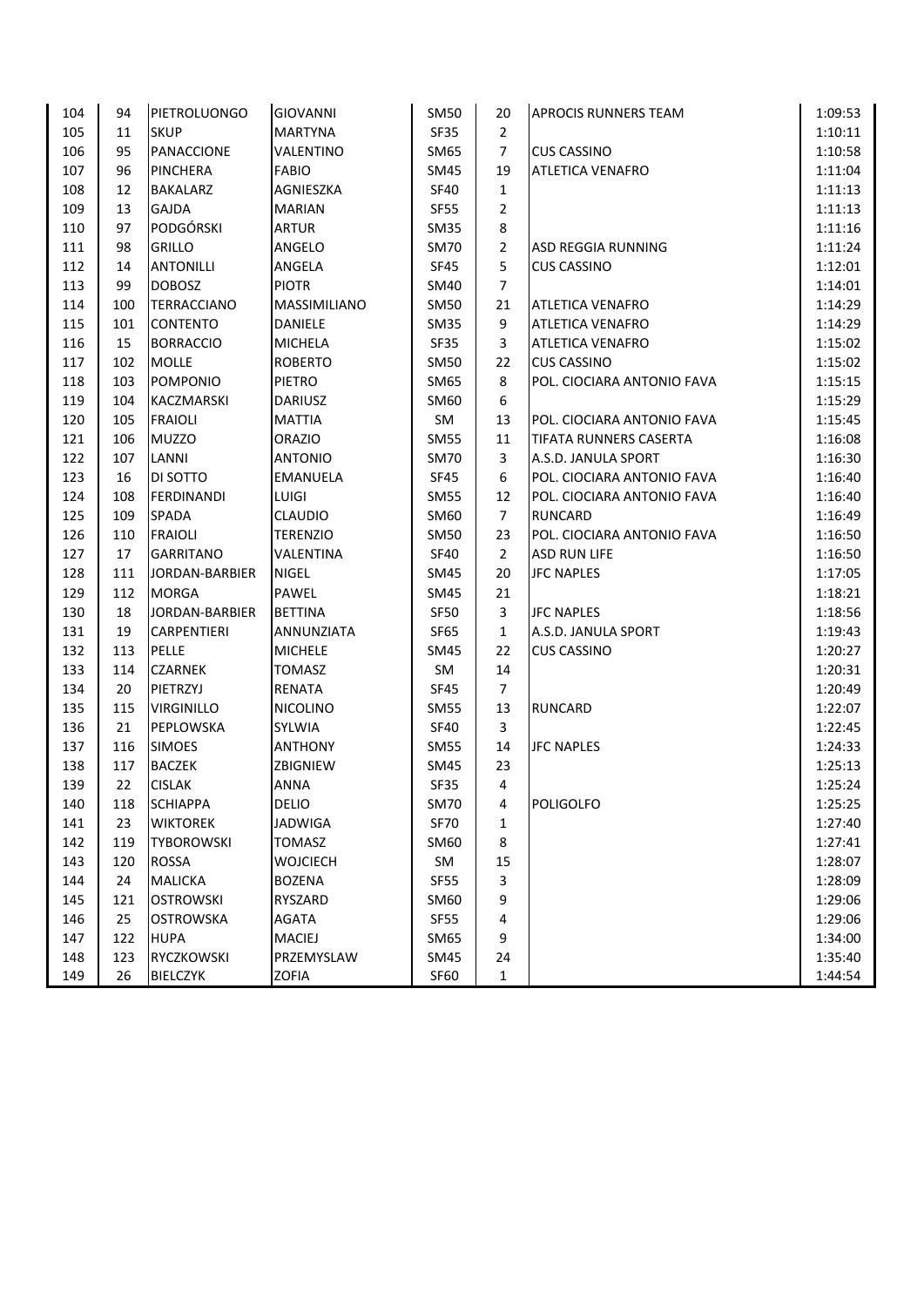| | | | | | | | |
|---|---|---|---|---|---|---|---|
| 104 | 94 | PIETROLUONGO | GIOVANNI | SM50 | 20 | APROCIS RUNNERS TEAM | 1:09:53 |
| 105 | 11 | SKUP | MARTYNA | SF35 | 2 | | 1:10:11 |
| 106 | 95 | PANACCIONE | VALENTINO | SM65 | 7 | CUS CASSINO | 1:10:58 |
| 107 | 96 | PINCHERA | FABIO | SM45 | 19 | ATLETICA VENAFRO | 1:11:04 |
| 108 | 12 | BAKALARZ | AGNIESZKA | SF40 | 1 | | 1:11:13 |
| 109 | 13 | GAJDA | MARIAN | SF55 | 2 | | 1:11:13 |
| 110 | 97 | PODGÓRSKI | ARTUR | SM35 | 8 | | 1:11:16 |
| 111 | 98 | GRILLO | ANGELO | SM70 | 2 | ASD REGGIA RUNNING | 1:11:24 |
| 112 | 14 | ANTONILLI | ANGELA | SF45 | 5 | CUS CASSINO | 1:12:01 |
| 113 | 99 | DOBOSZ | PIOTR | SM40 | 7 | | 1:14:01 |
| 114 | 100 | TERRACCIANO | MASSIMILIANO | SM50 | 21 | ATLETICA VENAFRO | 1:14:29 |
| 115 | 101 | CONTENTO | DANIELE | SM35 | 9 | ATLETICA VENAFRO | 1:14:29 |
| 116 | 15 | BORRACCIO | MICHELA | SF35 | 3 | ATLETICA VENAFRO | 1:15:02 |
| 117 | 102 | MOLLE | ROBERTO | SM50 | 22 | CUS CASSINO | 1:15:02 |
| 118 | 103 | POMPONIO | PIETRO | SM65 | 8 | POL. CIOCIARA ANTONIO FAVA | 1:15:15 |
| 119 | 104 | KACZMARSKI | DARIUSZ | SM60 | 6 | | 1:15:29 |
| 120 | 105 | FRAIOLI | MATTIA | SM | 13 | POL. CIOCIARA ANTONIO FAVA | 1:15:45 |
| 121 | 106 | MUZZO | ORAZIO | SM55 | 11 | TIFATA RUNNERS CASERTA | 1:16:08 |
| 122 | 107 | LANNI | ANTONIO | SM70 | 3 | A.S.D. JANULA SPORT | 1:16:30 |
| 123 | 16 | DI SOTTO | EMANUELA | SF45 | 6 | POL. CIOCIARA ANTONIO FAVA | 1:16:40 |
| 124 | 108 | FERDINANDI | LUIGI | SM55 | 12 | POL. CIOCIARA ANTONIO FAVA | 1:16:40 |
| 125 | 109 | SPADA | CLAUDIO | SM60 | 7 | RUNCARD | 1:16:49 |
| 126 | 110 | FRAIOLI | TERENZIO | SM50 | 23 | POL. CIOCIARA ANTONIO FAVA | 1:16:50 |
| 127 | 17 | GARRITANO | VALENTINA | SF40 | 2 | ASD RUN LIFE | 1:16:50 |
| 128 | 111 | JORDAN-BARBIER | NIGEL | SM45 | 20 | JFC NAPLES | 1:17:05 |
| 129 | 112 | MORGA | PAWEL | SM45 | 21 | | 1:18:21 |
| 130 | 18 | JORDAN-BARBIER | BETTINA | SF50 | 3 | JFC NAPLES | 1:18:56 |
| 131 | 19 | CARPENTIERI | ANNUNZIATA | SF65 | 1 | A.S.D. JANULA SPORT | 1:19:43 |
| 132 | 113 | PELLE | MICHELE | SM45 | 22 | CUS CASSINO | 1:20:27 |
| 133 | 114 | CZARNEK | TOMASZ | SM | 14 | | 1:20:31 |
| 134 | 20 | PIETRZYJ | RENATA | SF45 | 7 | | 1:20:49 |
| 135 | 115 | VIRGINILLO | NICOLINO | SM55 | 13 | RUNCARD | 1:22:07 |
| 136 | 21 | PEPLOWSKA | SYLWIA | SF40 | 3 | | 1:22:45 |
| 137 | 116 | SIMOES | ANTHONY | SM55 | 14 | JFC NAPLES | 1:24:33 |
| 138 | 117 | BACZEK | ZBIGNIEW | SM45 | 23 | | 1:25:13 |
| 139 | 22 | CISLAK | ANNA | SF35 | 4 | | 1:25:24 |
| 140 | 118 | SCHIAPPA | DELIO | SM70 | 4 | POLIGOLFO | 1:25:25 |
| 141 | 23 | WIKTOREK | JADWIGA | SF70 | 1 | | 1:27:40 |
| 142 | 119 | TYBOROWSKI | TOMASZ | SM60 | 8 | | 1:27:41 |
| 143 | 120 | ROSSA | WOJCIECH | SM | 15 | | 1:28:07 |
| 144 | 24 | MALICKA | BOZENA | SF55 | 3 | | 1:28:09 |
| 145 | 121 | OSTROWSKI | RYSZARD | SM60 | 9 | | 1:29:06 |
| 146 | 25 | OSTROWSKA | AGATA | SF55 | 4 | | 1:29:06 |
| 147 | 122 | HUPA | MACIEJ | SM65 | 9 | | 1:34:00 |
| 148 | 123 | RYCZKOWSKI | PRZEMYSLAW | SM45 | 24 | | 1:35:40 |
| 149 | 26 | BIELCZYK | ZOFIA | SF60 | 1 | | 1:44:54 |